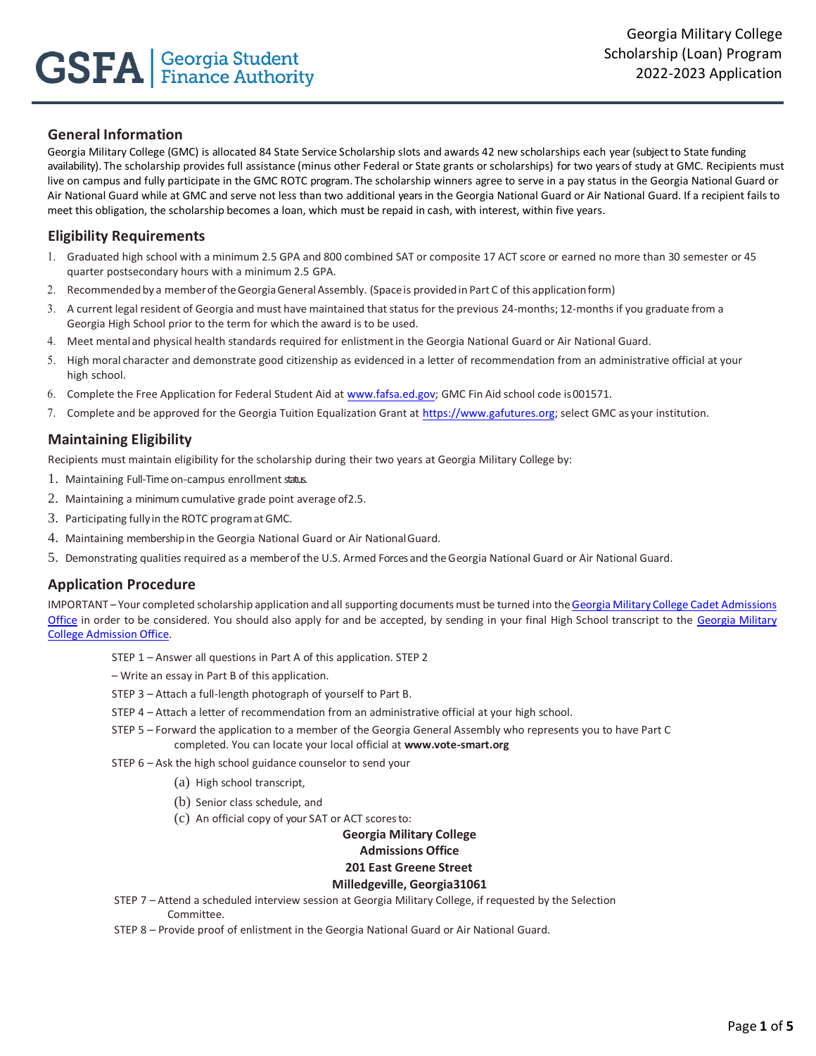GSFA | Georgia Student Finance Authority

Georgia Military College
Scholarship (Loan) Program
2022-2023 Application

## General Information

Georgia Military College (GMC) is allocated 84 State Service Scholarship slots and awards 42 new scholarships each year (subject to State funding availability). The scholarship provides full assistance (minus other Federal or State grants or scholarships) for two years of study at GMC. Recipients must live on campus and fully participate in the GMC ROTC program. The scholarship winners agree to serve in a pay status in the Georgia National Guard or Air National Guard while at GMC and serve not less than two additional years in the Georgia National Guard or Air National Guard. If a recipient fails to meet this obligation, the scholarship becomes a loan, which must be repaid in cash, with interest, within five years.

## Eligibility Requirements

1. Graduated high school with a minimum 2.5 GPA and 800 combined SAT or composite 17 ACT score or earned no more than 30 semester or 45 quarter postsecondary hours with a minimum 2.5 GPA.
2. Recommended by a member of the Georgia General Assembly. (Space is provided in Part C of this application form)
3. A current legal resident of Georgia and must have maintained that status for the previous 24-months; 12-months if you graduate from a Georgia High School prior to the term for which the award is to be used.
4. Meet mental and physical health standards required for enlistment in the Georgia National Guard or Air National Guard.
5. High moral character and demonstrate good citizenship as evidenced in a letter of recommendation from an administrative official at your high school.
6. Complete the Free Application for Federal Student Aid at www.fafsa.ed.gov; GMC Fin Aid school code is 001571.
7. Complete and be approved for the Georgia Tuition Equalization Grant at https://www.gafutures.org; select GMC as your institution.

## Maintaining Eligibility

Recipients must maintain eligibility for the scholarship during their two years at Georgia Military College by:

1. Maintaining Full-Time on-campus enrollment status.
2. Maintaining a minimum cumulative grade point average of 2.5.
3. Participating fully in the ROTC program at GMC.
4. Maintaining membership in the Georgia National Guard or Air National Guard.
5. Demonstrating qualities required as a member of the U.S. Armed Forces and the Georgia National Guard or Air National Guard.

## Application Procedure

IMPORTANT – Your completed scholarship application and all supporting documents must be turned into the Georgia Military College Cadet Admissions Office in order to be considered. You should also apply for and be accepted, by sending in your final High School transcript to the Georgia Military College Admission Office.

STEP 1 – Answer all questions in Part A of this application.

STEP 2 – Write an essay in Part B of this application.

STEP 3 – Attach a full-length photograph of yourself to Part B.

STEP 4 – Attach a letter of recommendation from an administrative official at your high school.

STEP 5 – Forward the application to a member of the Georgia General Assembly who represents you to have Part C completed. You can locate your local official at **www.vote-smart.org**

STEP 6 – Ask the high school guidance counselor to send your

(a) High school transcript,
(b) Senior class schedule, and
(c) An official copy of your SAT or ACT scores to:

**Georgia Military College**
**Admissions Office**
**201 East Greene Street**
**Milledgeville, Georgia 31061**

STEP 7 – Attend a scheduled interview session at Georgia Military College, if requested by the Selection Committee.

STEP 8 – Provide proof of enlistment in the Georgia National Guard or Air National Guard.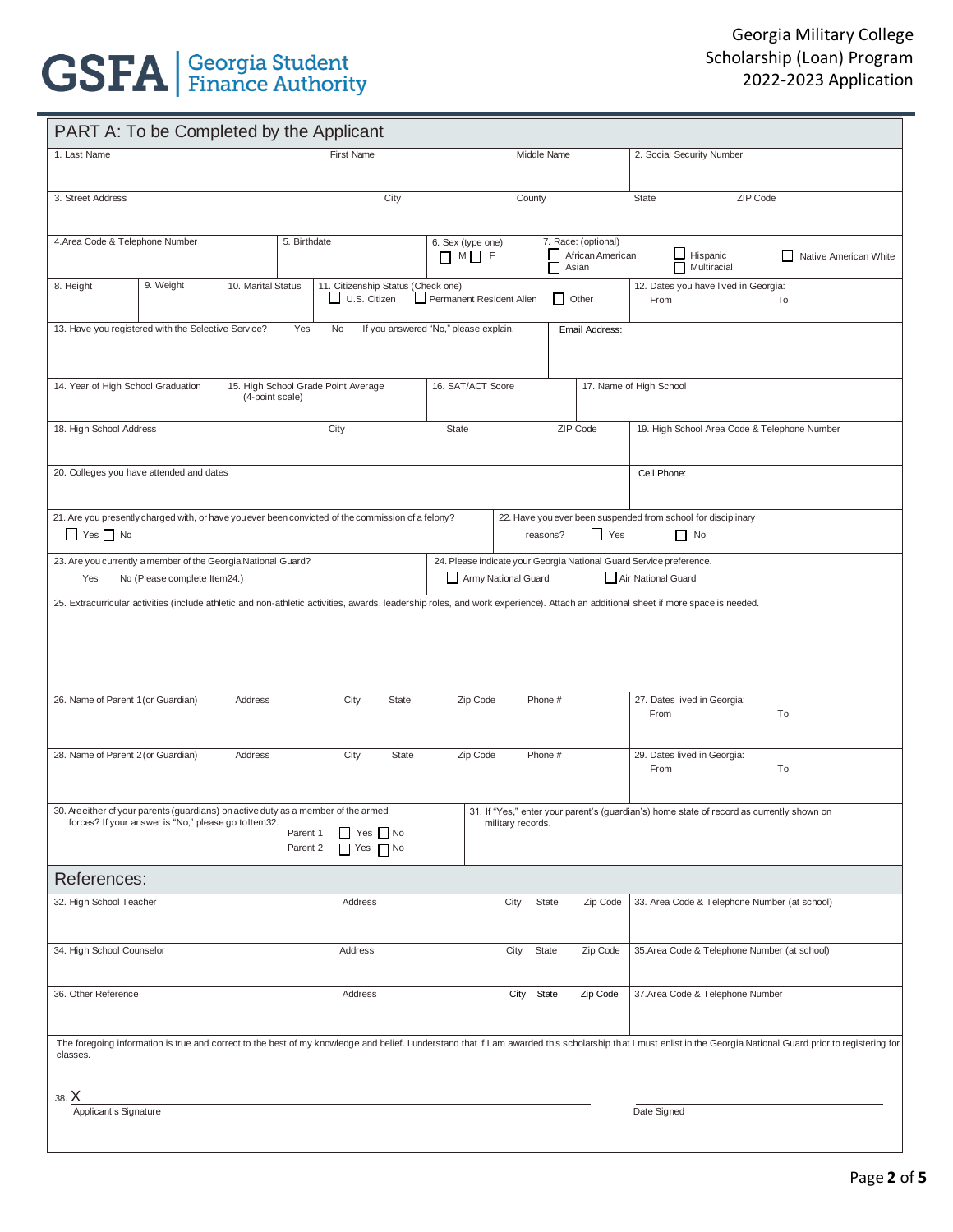GSFA | Georgia Student Finance Authority

Georgia Military College
Scholarship (Loan) Program
2022-2023 Application

## PART A: To be Completed by the Applicant

1. Last Name First Name Middle Name

2. Social Security Number

3. Street Address City County State ZIP Code

4. Area Code & Telephone Number

5. Birthdate

6. Sex (type one) ☐ M ☐ F

7. Race: (optional) ☐ African American ☐ Asian ☐ Hispanic ☐ Multiracial ☐ Native American White

8. Height

9. Weight

10. Marital Status

11. Citizenship Status (Check one) ☐ U.S. Citizen ☐ Permanent Resident Alien ☐ Other

12. Dates you have lived in Georgia: From To

13. Have you registered with the Selective Service? Yes No If you answered "No," please explain.

Email Address:

14. Year of High School Graduation

15. High School Grade Point Average (4-point scale)

16. SAT/ACT Score

17. Name of High School

18. High School Address City State ZIP Code

19. High School Area Code & Telephone Number

20. Colleges you have attended and dates

Cell Phone:

21. Are you presently charged with, or have you ever been convicted of the commission of a felony? ☐ Yes ☐ No

22. Have you ever been suspended from school for disciplinary reasons? ☐ Yes ☐ No

23. Are you currently a member of the Georgia National Guard? Yes No (Please complete Item 24.)

24. Please indicate your Georgia National Guard Service preference. ☐ Army National Guard ☐ Air National Guard

25. Extracurricular activities (include athletic and non-athletic activities, awards, leadership roles, and work experience). Attach an additional sheet if more space is needed.

26. Name of Parent 1 (or Guardian) Address City State Zip Code Phone #

27. Dates lived in Georgia: From To

28. Name of Parent 2 (or Guardian) Address City State Zip Code Phone #

29. Dates lived in Georgia: From To

30. Are either of your parents (guardians) on active duty as a member of the armed forces? If your answer is "No," please go to Item 32.
Parent 1 ☐ Yes ☐ No
Parent 2 ☐ Yes ☐ No

31. If "Yes," enter your parent's (guardian's) home state of record as currently shown on military records.

## References:

32. High School Teacher Address City State Zip Code

33. Area Code & Telephone Number (at school)

34. High School Counselor Address City State Zip Code

35. Area Code & Telephone Number (at school)

36. Other Reference Address City State Zip Code

37. Area Code & Telephone Number

The foregoing information is true and correct to the best of my knowledge and belief. I understand that if I am awarded this scholarship that I must enlist in the Georgia National Guard prior to registering for classes.

38. X ______________________________ ______________________
Applicant's Signature Date Signed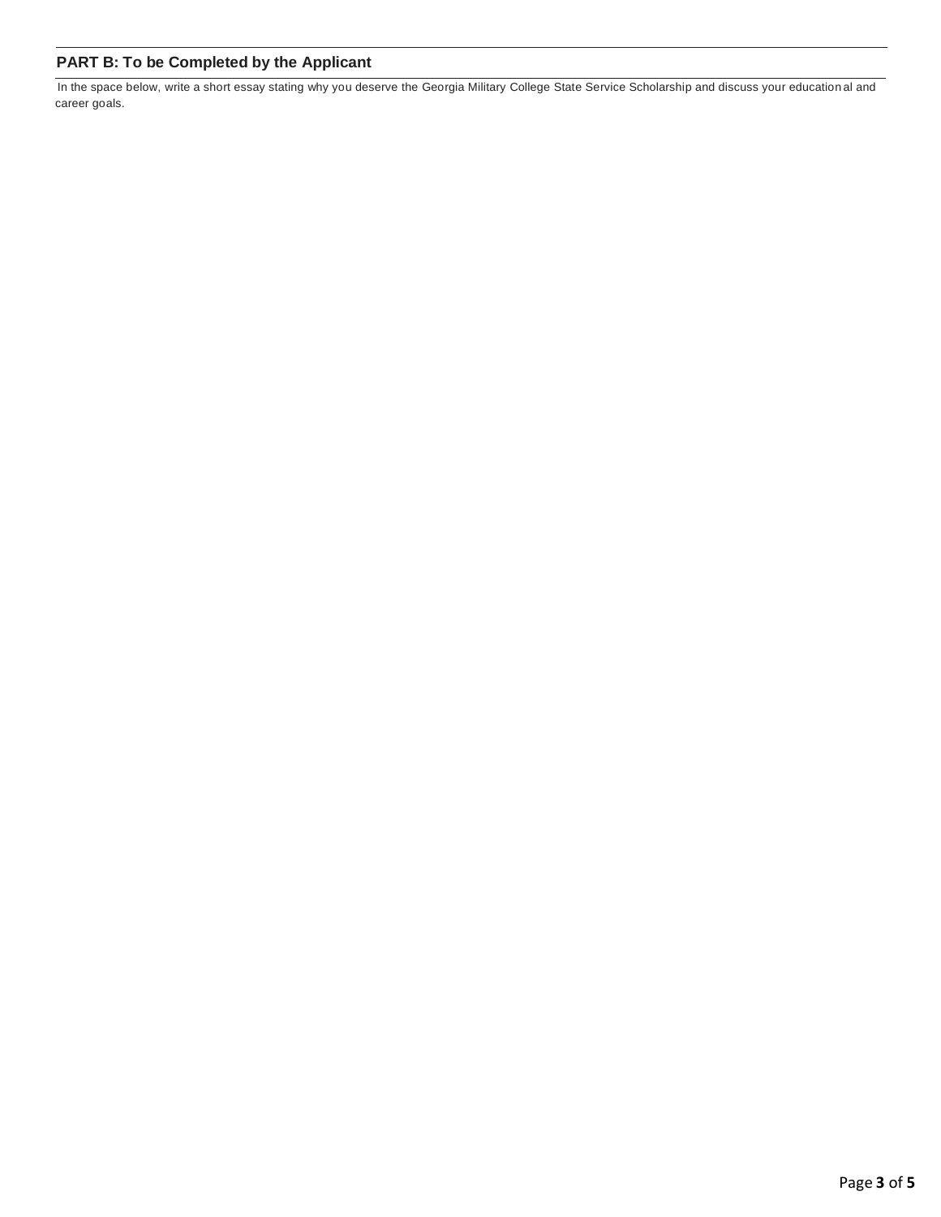## PART B: To be Completed by the Applicant

In the space below, write a short essay stating why you deserve the Georgia Military College State Service Scholarship and discuss your educational and career goals.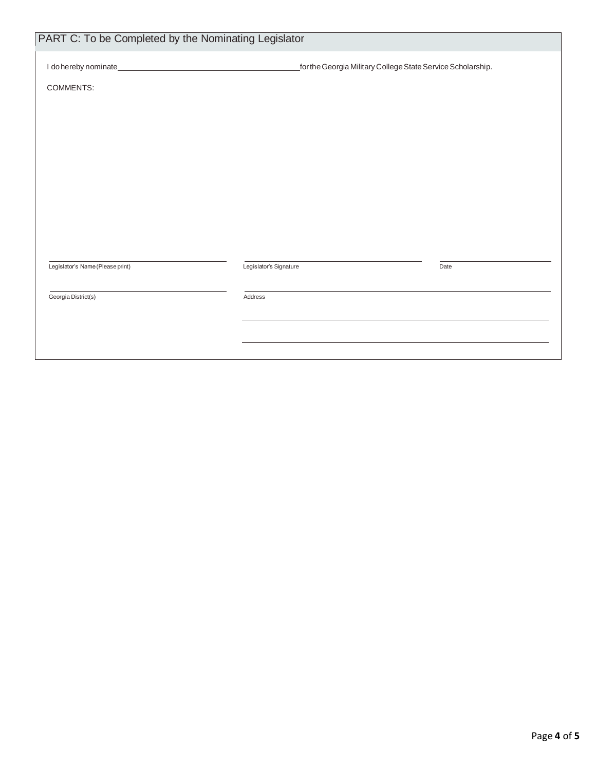## PART C: To be Completed by the Nominating Legislator

I do hereby nominate \_\_\_\_\_\_\_\_\_\_\_\_\_\_\_\_\_\_\_\_\_\_\_\_\_\_\_\_\_\_\_\_\_\_\_\_\_\_\_\_ for the Georgia Military College State Service Scholarship.

COMMENTS:

\_\_\_\_\_\_\_\_\_\_\_\_\_\_\_\_\_\_\_\_\_\_\_\_\_\_\_\_\_\_\_\_\_\_\_\_\_\_\_\_
Legislator's Name (Please print)

\_\_\_\_\_\_\_\_\_\_\_\_\_\_\_\_\_\_\_\_\_\_\_\_\_\_\_\_\_\_\_\_\_\_\_\_\_\_\_\_
Legislator's Signature

\_\_\_\_\_\_\_\_\_\_\_\_\_\_\_\_\_\_\_\_
Date

\_\_\_\_\_\_\_\_\_\_\_\_\_\_\_\_\_\_\_\_\_\_\_\_\_\_\_\_\_\_\_\_\_\_\_\_\_\_\_\_
Georgia District(s)

\_\_\_\_\_\_\_\_\_\_\_\_\_\_\_\_\_\_\_\_\_\_\_\_\_\_\_\_\_\_\_\_\_\_\_\_\_\_\_\_\_\_\_\_\_\_\_\_\_\_\_\_\_\_\_\_\_\_\_\_
Address

\_\_\_\_\_\_\_\_\_\_\_\_\_\_\_\_\_\_\_\_\_\_\_\_\_\_\_\_\_\_\_\_\_\_\_\_\_\_\_\_\_\_\_\_\_\_\_\_\_\_\_\_\_\_\_\_\_\_\_\_

\_\_\_\_\_\_\_\_\_\_\_\_\_\_\_\_\_\_\_\_\_\_\_\_\_\_\_\_\_\_\_\_\_\_\_\_\_\_\_\_\_\_\_\_\_\_\_\_\_\_\_\_\_\_\_\_\_\_\_\_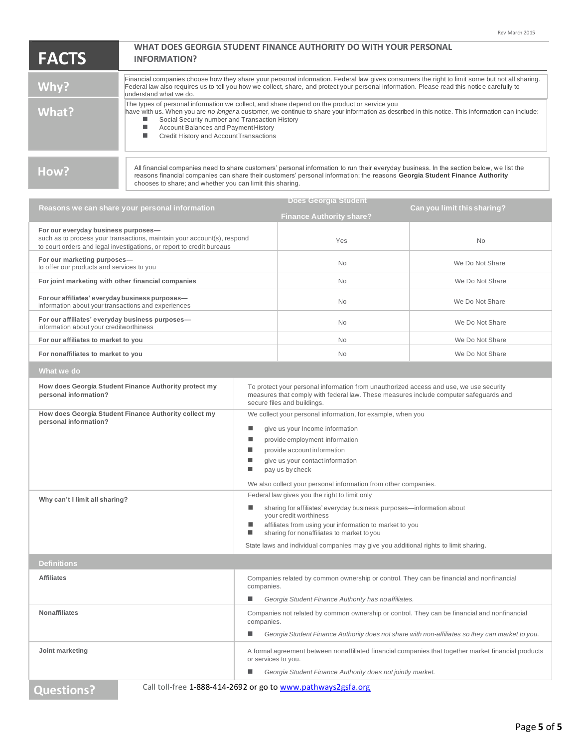Rev March 2015

| FACTS | WHAT DOES GEORGIA STUDENT FINANCE AUTHORITY DO WITH YOUR PERSONAL INFORMATION? |
|---|---|
| **Why?** | Financial companies choose how they share your personal information. Federal law gives consumers the right to limit some but not all sharing. Federal law also requires us to tell you how we collect, share, and protect your personal information. Please read this notice carefully to understand what we do. |
| **What?** | The types of personal information we collect, and share depend on the product or service you have with us. When you are *no longer* a customer, we continue to share your information as described in this notice. This information can include:<br>■ Social Security number and Transaction History<br>■ Account Balances and Payment History<br>■ Credit History and Account Transactions |
| **How?** | All financial companies need to share customers' personal information to run their everyday business. In the section below, we list the reasons financial companies can share their customers' personal information; the reasons **Georgia Student Finance Authority** chooses to share; and whether you can limit this sharing. |

| Reasons we can share your personal information | Does Georgia Student Finance Authority share? | Can you limit this sharing? |
|---|---|---|
| **For our everyday business purposes—** such as to process your transactions, maintain your account(s), respond to court orders and legal investigations, or report to credit bureaus | Yes | No |
| **For our marketing purposes—** to offer our products and services to you | No | We Do Not Share |
| **For joint marketing with other financial companies** | No | We Do Not Share |
| **For our affiliates' everyday business purposes—** information about your transactions and experiences | No | We Do Not Share |
| **For our affiliates' everyday business purposes—** information about your creditworthiness | No | We Do Not Share |
| **For our affiliates to market to you** | No | We Do Not Share |
| **For nonaffiliates to market to you** | No | We Do Not Share |

| What we do | |
|---|---|
| **How does Georgia Student Finance Authority protect my personal information?** | To protect your personal information from unauthorized access and use, we use security measures that comply with federal law. These measures include computer safeguards and secure files and buildings. |
| **How does Georgia Student Finance Authority collect my personal information?** | We collect your personal information, for example, when you<br>■ give us your Income information<br>■ provide employment information<br>■ provide account information<br>■ give us your contact information<br>■ pay us by check<br><br>We also collect your personal information from other companies. |
| **Why can't I limit all sharing?** | Federal law gives you the right to limit only<br>■ sharing for affiliates' everyday business purposes—information about your credit worthiness<br>■ affiliates from using your information to market to you<br>■ sharing for nonaffiliates to market to you<br><br>State laws and individual companies may give you additional rights to limit sharing. |

| Definitions | |
|---|---|
| **Affiliates** | Companies related by common ownership or control. They can be financial and nonfinancial companies.<br>■ *Georgia Student Finance Authority has no affiliates.* |
| **Nonaffiliates** | Companies not related by common ownership or control. They can be financial and nonfinancial companies.<br>■ *Georgia Student Finance Authority does not share with non-affiliates so they can market to you.* |
| **Joint marketing** | A formal agreement between nonaffiliated financial companies that together market financial products or services to you.<br>■ *Georgia Student Finance Authority does not jointly market.* |

**Questions?** Call toll-free 1-888-414-2692 or go to [www.pathways2gsfa.org](www.pathways2gsfa.org)